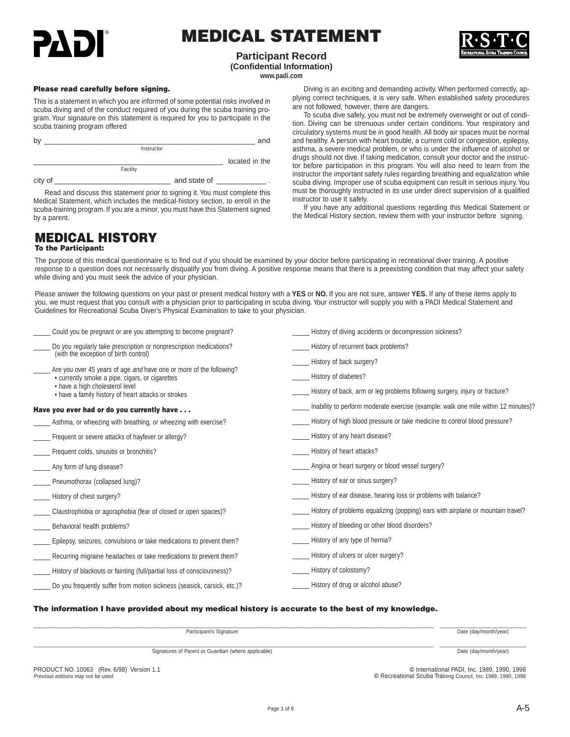# MEDICAL STATEMENT

**Participant Record**
**(Confidential Information)**
**www.padi.com**

**Please read carefully before signing.**

This is a statement in which you are informed of some potential risks involved in scuba diving and of the conduct required of you during the scuba training program. Your signature on this statement is required for you to participate in the scuba training program offered

by ___________________________________________ and
Instructor

___________________________________________ located in the
Facility

city of ____________________________ and state of ____________ .

Read and discuss this statement prior to signing it. You must complete this Medical Statement, which includes the medical-history section, to enroll in the scuba-training program. If you are a minor, you must have this Statement signed by a parent.

Diving is an exciting and demanding activity. When performed correctly, applying correct techniques, it is very safe. When established safety procedures are not followed, however, there are dangers.

To scuba dive safely, you must not be extremely overweight or out of condition. Diving can be strenuous under certain conditions. Your respiratory and circulatory systems must be in good health. All body air spaces must be normal and healthy. A person with heart trouble, a current cold or congestion, epilepsy, asthma, a severe medical problem, or who is under the influence of alcohol or drugs should not dive. If taking medication, consult your doctor and the instructor before participation in this program. You will also need to learn from the instructor the important safety rules regarding breathing and equalization while scuba diving. Improper use of scuba equipment can result in serious injury. You must be thoroughly instructed in its use under direct supervision of a qualified instructor to use it safely.

If you have any additional questions regarding this Medical Statement or the Medical History section, review them with your instructor before signing.

## MEDICAL HISTORY

**To the Participant:**

The purpose of this medical questionnaire is to find out if you should be examined by your doctor before participating in recreational diver training. A positive response to a question does not necessarily disqualify you from diving. A positive response means that there is a preexisting condition that may affect your safety while diving and you must seek the advice of your physician.

Please answer the following questions on your past or present medical history with a **YES** or **NO.** If you are not sure, answer **YES.** If any of these items apply to you, we must request that you consult with a physician prior to participating in scuba diving. Your instructor will supply you with a PADI Medical Statement and Guidelines for Recreational Scuba Diver's Physical Examination to take to your physician.

_____ Could you be pregnant or are you attempting to become pregnant?

_____ Do you regularly take prescription or nonprescription medications? (with the exception of birth control)

_____ Are you over 45 years of age *and* have one or more of the following?
- currently smoke a pipe, cigars, or cigarettes
- have a high cholesterol level
- have a family history of heart attacks or strokes

**Have you ever had or do you currently have . . .**

_____ Asthma, or wheezing with breathing, or wheezing with exercise?

_____ Frequent or severe attacks of hayfever or allergy?

_____ Frequent colds, sinusitis or bronchitis?

_____ Any form of lung disease?

_____ Pneumothorax (collapsed lung)?

_____ History of chest surgery?

_____ Claustrophobia or agoraphobia (fear of closed or open spaces)?

_____ Behavioral health problems?

_____ Epilepsy, seizures, convulsions or take medications to prevent them?

_____ Recurring migraine headaches or take medications to prevent them?

_____ History of blackouts or fainting (full/partial loss of consciousness)?

_____ Do you frequently suffer from motion sickness (seasick, carsick, etc.)?

_____ History of diving accidents or decompression sickness?

_____ History of recurrent back problems?

_____ History of back surgery?

_____ History of diabetes?

_____ History of back, arm or leg problems following surgery, injury or fracture?

_____ Inability to perform moderate exercise (example: walk one mile within 12 minutes)?

_____ History of high blood pressure or take medicine to control blood pressure?

_____ History of any heart disease?

_____ History of heart attacks?

_____ Angina or heart surgery or blood vessel surgery?

_____ History of ear or sinus surgery?

_____ History of ear disease, hearing loss or problems with balance?

_____ History of problems equalizing (popping) ears with airplane or mountain travel?

_____ History of bleeding or other blood disorders?

_____ History of any type of hernia?

_____ History of ulcers or ulcer surgery?

_____ History of colostomy?

_____ History of drug or alcohol abuse?

**The information I have provided about my medical history is accurate to the best of my knowledge.**

___________________________________________ ____________________
Participant's Signature — Date (day/month/year)

___________________________________________ ____________________
Signatures of Parent or Guardian (where applicable) — Date (day/month/year)

PRODUCT NO. 10063 (Rev. 6/98) Version 1.1
*Previous editions may not be used.*

© International PADI, Inc. 1989, 1990, 1998
© Recreational Scuba Training Council, Inc. 1989, 1990, 1998

A-5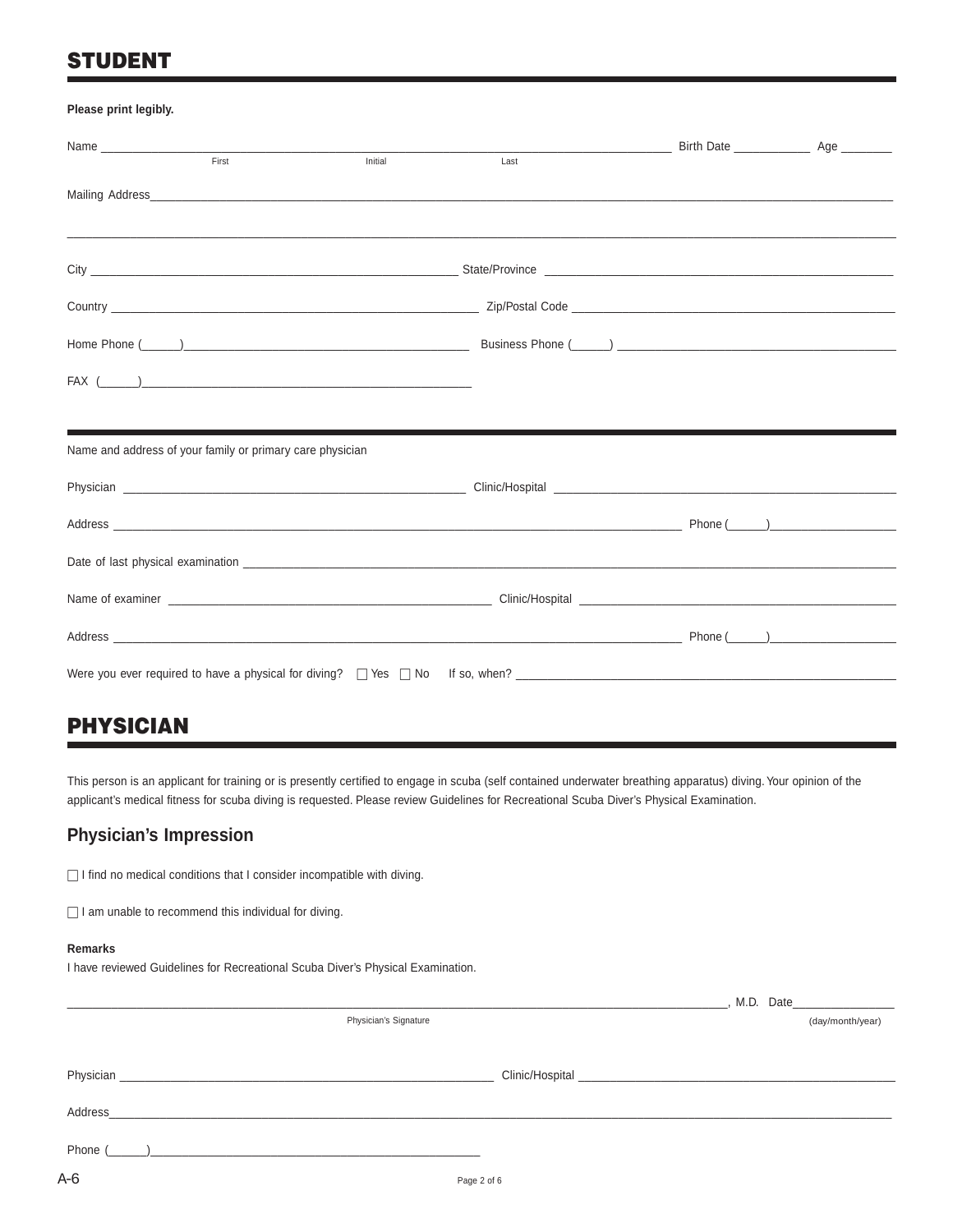# STUDENT

**Please print legibly.**

Name ______________________________________________ Birth Date ____________ Age ________
First Initial Last

Mailing Address_______________________________________________________________

_______________________________________________________________________________

City ______________________________ State/Province ______________________________

Country ______________________________ Zip/Postal Code ______________________________

Home Phone (______)______________________________ Business Phone (______) ______________________________

FAX (______)______________________________

---

Name and address of your family or primary care physician

Physician ______________________________ Clinic/Hospital ______________________________

Address ______________________________________________ Phone (______)____________________

Date of last physical examination _______________________________________________________________

Name of examiner ______________________________ Clinic/Hospital ______________________________

Address ______________________________________________ Phone (______)____________________

Were you ever required to have a physical for diving? ☐ Yes ☐ No If so, when? ______________________________

# PHYSICIAN

This person is an applicant for training or is presently certified to engage in scuba (self contained underwater breathing apparatus) diving. Your opinion of the applicant's medical fitness for scuba diving is requested. Please review Guidelines for Recreational Scuba Diver's Physical Examination.

## Physician's Impression

☐ I find no medical conditions that I consider incompatible with diving.

☐ I am unable to recommend this individual for diving.

**Remarks**

I have reviewed Guidelines for Recreational Scuba Diver's Physical Examination.

______________________________________________, M.D. Date________________
Physician's Signature (day/month/year)

Physician ______________________________ Clinic/Hospital ______________________________

Address_______________________________________________________________

Phone (______)______________________________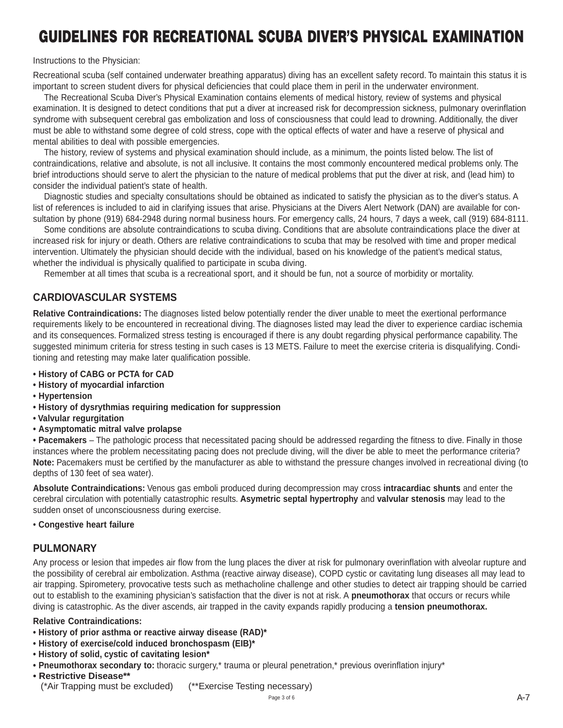# GUIDELINES FOR RECREATIONAL SCUBA DIVER'S PHYSICAL EXAMINATION

Instructions to the Physician:

Recreational scuba (self contained underwater breathing apparatus) diving has an excellent safety record. To maintain this status it is important to screen student divers for physical deficiencies that could place them in peril in the underwater environment.

The Recreational Scuba Diver's Physical Examination contains elements of medical history, review of systems and physical examination. It is designed to detect conditions that put a diver at increased risk for decompression sickness, pulmonary overinflation syndrome with subsequent cerebral gas embolization and loss of consciousness that could lead to drowning. Additionally, the diver must be able to withstand some degree of cold stress, cope with the optical effects of water and have a reserve of physical and mental abilities to deal with possible emergencies.

The history, review of systems and physical examination should include, as a minimum, the points listed below. The list of contraindications, relative and absolute, is not all inclusive. It contains the most commonly encountered medical problems only. The brief introductions should serve to alert the physician to the nature of medical problems that put the diver at risk, and (lead him) to consider the individual patient's state of health.

Diagnostic studies and specialty consultations should be obtained as indicated to satisfy the physician as to the diver's status. A list of references is included to aid in clarifying issues that arise. Physicians at the Divers Alert Network (DAN) are available for consultation by phone (919) 684-2948 during normal business hours. For emergency calls, 24 hours, 7 days a week, call (919) 684-8111.

Some conditions are absolute contraindications to scuba diving. Conditions that are absolute contraindications place the diver at increased risk for injury or death. Others are relative contraindications to scuba that may be resolved with time and proper medical intervention. Ultimately the physician should decide with the individual, based on his knowledge of the patient's medical status, whether the individual is physically qualified to participate in scuba diving.

Remember at all times that scuba is a recreational sport, and it should be fun, not a source of morbidity or mortality.

## CARDIOVASCULAR SYSTEMS

**Relative Contraindications:** The diagnoses listed below potentially render the diver unable to meet the exertional performance requirements likely to be encountered in recreational diving. The diagnoses listed may lead the diver to experience cardiac ischemia and its consequences. Formalized stress testing is encouraged if there is any doubt regarding physical performance capability. The suggested minimum criteria for stress testing in such cases is 13 METS. Failure to meet the exercise criteria is disqualifying. Conditioning and retesting may make later qualification possible.

- **History of CABG or PCTA for CAD**
- **History of myocardial infarction**
- **Hypertension**
- **History of dysrythmias requiring medication for suppression**
- **Valvular regurgitation**
- **Asymptomatic mitral valve prolapse**
- **Pacemakers** – The pathologic process that necessitated pacing should be addressed regarding the fitness to dive. Finally in those instances where the problem necessitating pacing does not preclude diving, will the diver be able to meet the performance criteria?

**Note:** Pacemakers must be certified by the manufacturer as able to withstand the pressure changes involved in recreational diving (to depths of 130 feet of sea water).

**Absolute Contraindications:** Venous gas emboli produced during decompression may cross **intracardiac shunts** and enter the cerebral circulation with potentially catastrophic results. **Asymetric septal hypertrophy** and **valvular stenosis** may lead to the sudden onset of unconsciousness during exercise.

- **Congestive heart failure**

## PULMONARY

Any process or lesion that impedes air flow from the lung places the diver at risk for pulmonary overinflation with alveolar rupture and the possibility of cerebral air embolization. Asthma (reactive airway disease), COPD cystic or cavitating lung diseases all may lead to air trapping. Spirometery, provocative tests such as methacholine challenge and other studies to detect air trapping should be carried out to establish to the examining physician's satisfaction that the diver is not at risk. A **pneumothorax** that occurs or recurs while diving is catastrophic. As the diver ascends, air trapped in the cavity expands rapidly producing a **tension pneumothorax.**

**Relative Contraindications:**

- **History of prior asthma or reactive airway disease (RAD)***
- **History of exercise/cold induced bronchospasm (EIB)***
- **History of solid, cystic of cavitating lesion***
- **Pneumothorax secondary to:** thoracic surgery,* trauma or pleural penetration,* previous overinflation injury*
- **Restrictive Disease****

(*Air Trapping must be excluded) (**Exercise Testing necessary)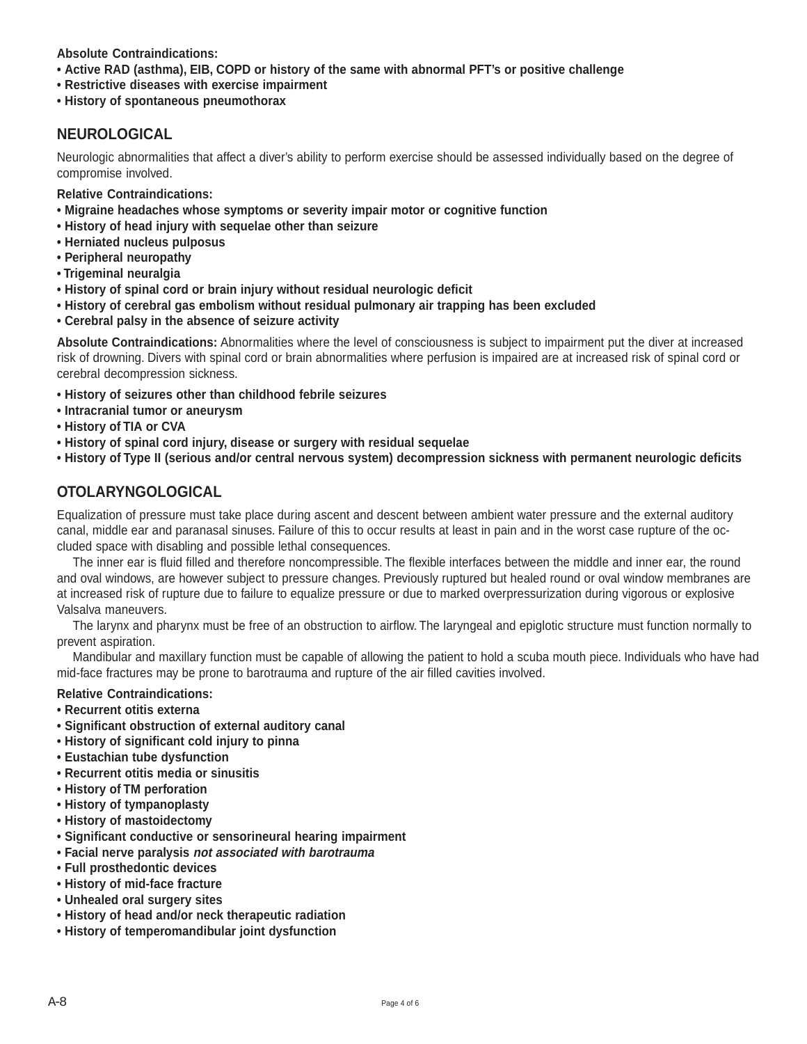**Absolute Contraindications:**

- **Active RAD (asthma), EIB, COPD or history of the same with abnormal PFT's or positive challenge**
- **Restrictive diseases with exercise impairment**
- **History of spontaneous pneumothorax**

## NEUROLOGICAL

Neurologic abnormalities that affect a diver's ability to perform exercise should be assessed individually based on the degree of compromise involved.

**Relative Contraindications:**

- **Migraine headaches whose symptoms or severity impair motor or cognitive function**
- **History of head injury with sequelae other than seizure**
- **Herniated nucleus pulposus**
- **Peripheral neuropathy**
- **Trigeminal neuralgia**
- **History of spinal cord or brain injury without residual neurologic deficit**
- **History of cerebral gas embolism without residual pulmonary air trapping has been excluded**
- **Cerebral palsy in the absence of seizure activity**

**Absolute Contraindications:** Abnormalities where the level of consciousness is subject to impairment put the diver at increased risk of drowning. Divers with spinal cord or brain abnormalities where perfusion is impaired are at increased risk of spinal cord or cerebral decompression sickness.

- **History of seizures other than childhood febrile seizures**
- **Intracranial tumor or aneurysm**
- **History of TIA or CVA**
- **History of spinal cord injury, disease or surgery with residual sequelae**
- **History of Type II (serious and/or central nervous system) decompression sickness with permanent neurologic deficits**

## OTOLARYNGOLOGICAL

Equalization of pressure must take place during ascent and descent between ambient water pressure and the external auditory canal, middle ear and paranasal sinuses. Failure of this to occur results at least in pain and in the worst case rupture of the occluded space with disabling and possible lethal consequences.

The inner ear is fluid filled and therefore noncompressible. The flexible interfaces between the middle and inner ear, the round and oval windows, are however subject to pressure changes. Previously ruptured but healed round or oval window membranes are at increased risk of rupture due to failure to equalize pressure or due to marked overpressurization during vigorous or explosive Valsalva maneuvers.

The larynx and pharynx must be free of an obstruction to airflow. The laryngeal and epiglotic structure must function normally to prevent aspiration.

Mandibular and maxillary function must be capable of allowing the patient to hold a scuba mouth piece. Individuals who have had mid-face fractures may be prone to barotrauma and rupture of the air filled cavities involved.

**Relative Contraindications:**

- **Recurrent otitis externa**
- **Significant obstruction of external auditory canal**
- **History of significant cold injury to pinna**
- **Eustachian tube dysfunction**
- **Recurrent otitis media or sinusitis**
- **History of TM perforation**
- **History of tympanoplasty**
- **History of mastoidectomy**
- **Significant conductive or sensorineural hearing impairment**
- **Facial nerve paralysis *not associated with barotrauma***
- **Full prosthedontic devices**
- **History of mid-face fracture**
- **Unhealed oral surgery sites**
- **History of head and/or neck therapeutic radiation**
- **History of temperomandibular joint dysfunction**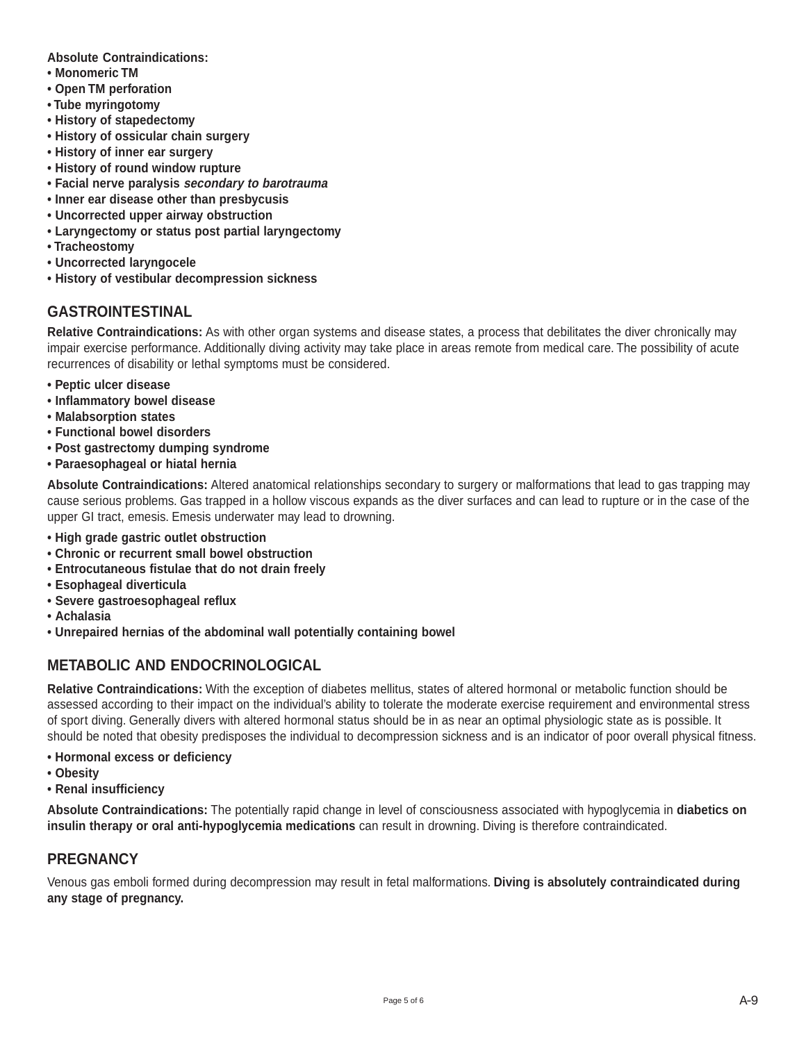**Absolute Contraindications:**

- **Monomeric TM**
- **Open TM perforation**
- **Tube myringotomy**
- **History of stapedectomy**
- **History of ossicular chain surgery**
- **History of inner ear surgery**
- **History of round window rupture**
- **Facial nerve paralysis *secondary to barotrauma***
- **Inner ear disease other than presbycusis**
- **Uncorrected upper airway obstruction**
- **Laryngectomy or status post partial laryngectomy**
- **Tracheostomy**
- **Uncorrected laryngocele**
- **History of vestibular decompression sickness**

## GASTROINTESTINAL

**Relative Contraindications:** As with other organ systems and disease states, a process that debilitates the diver chronically may impair exercise performance. Additionally diving activity may take place in areas remote from medical care. The possibility of acute recurrences of disability or lethal symptoms must be considered.

- **Peptic ulcer disease**
- **Inflammatory bowel disease**
- **Malabsorption states**
- **Functional bowel disorders**
- **Post gastrectomy dumping syndrome**
- **Paraesophageal or hiatal hernia**

**Absolute Contraindications:** Altered anatomical relationships secondary to surgery or malformations that lead to gas trapping may cause serious problems. Gas trapped in a hollow viscous expands as the diver surfaces and can lead to rupture or in the case of the upper GI tract, emesis. Emesis underwater may lead to drowning.

- **High grade gastric outlet obstruction**
- **Chronic or recurrent small bowel obstruction**
- **Entrocutaneous fistulae that do not drain freely**
- **Esophageal diverticula**
- **Severe gastroesophageal reflux**
- **Achalasia**
- **Unrepaired hernias of the abdominal wall potentially containing bowel**

## METABOLIC AND ENDOCRINOLOGICAL

**Relative Contraindications:** With the exception of diabetes mellitus, states of altered hormonal or metabolic function should be assessed according to their impact on the individual's ability to tolerate the moderate exercise requirement and environmental stress of sport diving. Generally divers with altered hormonal status should be in as near an optimal physiologic state as is possible. It should be noted that obesity predisposes the individual to decompression sickness and is an indicator of poor overall physical fitness.

- **Hormonal excess or deficiency**
- **Obesity**
- **Renal insufficiency**

**Absolute Contraindications:** The potentially rapid change in level of consciousness associated with hypoglycemia in **diabetics on insulin therapy or oral anti-hypoglycemia medications** can result in drowning. Diving is therefore contraindicated.

## PREGNANCY

Venous gas emboli formed during decompression may result in fetal malformations. **Diving is absolutely contraindicated during any stage of pregnancy.**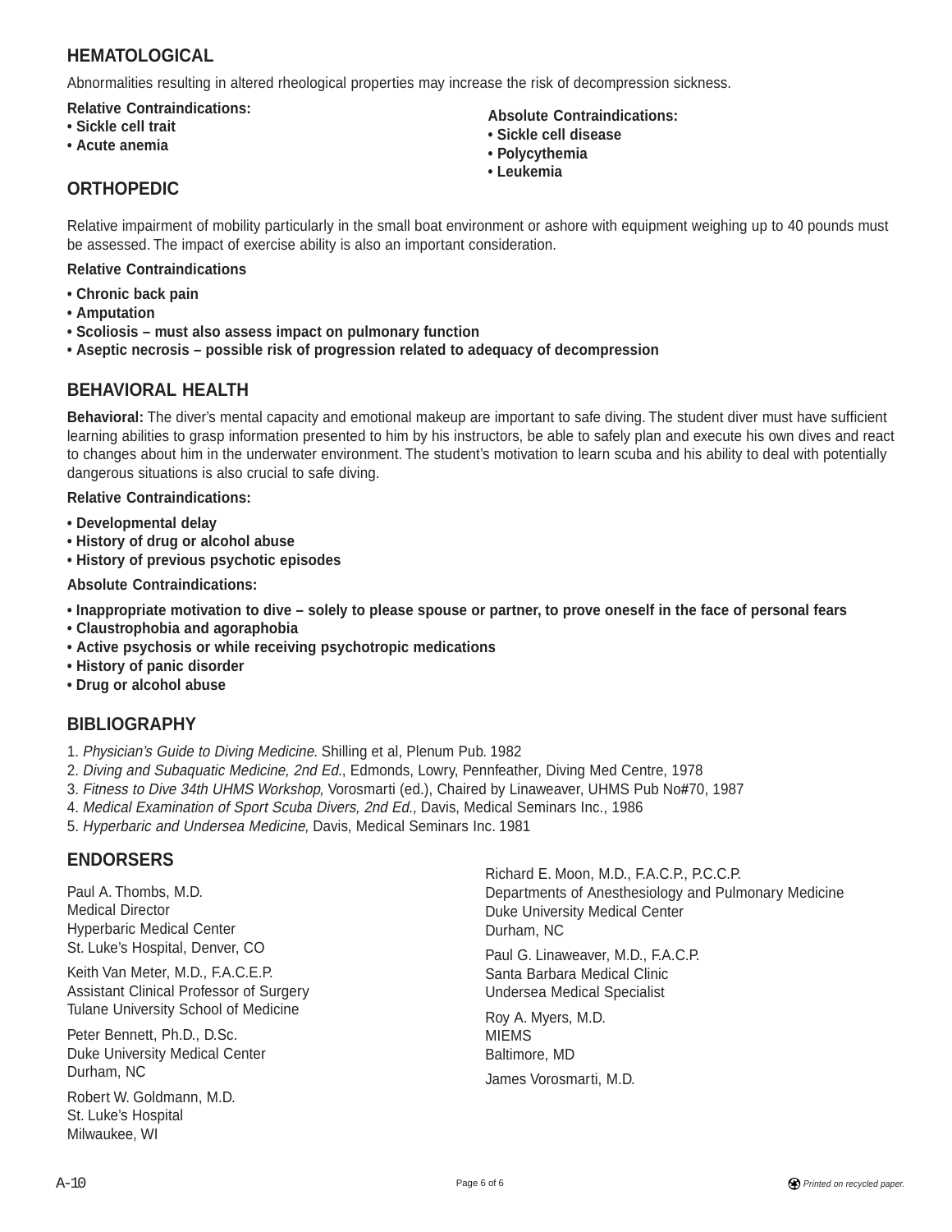## HEMATOLOGICAL

Abnormalities resulting in altered rheological properties may increase the risk of decompression sickness.

**Relative Contraindications:**

- **Sickle cell trait**
- **Acute anemia**

**Absolute Contraindications:**

- **Sickle cell disease**
- **Polycythemia**
- **Leukemia**

## ORTHOPEDIC

Relative impairment of mobility particularly in the small boat environment or ashore with equipment weighing up to 40 pounds must be assessed. The impact of exercise ability is also an important consideration.

**Relative Contraindications**

- **Chronic back pain**
- **Amputation**
- **Scoliosis – must also assess impact on pulmonary function**
- **Aseptic necrosis – possible risk of progression related to adequacy of decompression**

## BEHAVIORAL HEALTH

**Behavioral:** The diver's mental capacity and emotional makeup are important to safe diving. The student diver must have sufficient learning abilities to grasp information presented to him by his instructors, be able to safely plan and execute his own dives and react to changes about him in the underwater environment. The student's motivation to learn scuba and his ability to deal with potentially dangerous situations is also crucial to safe diving.

**Relative Contraindications:**

- **Developmental delay**
- **History of drug or alcohol abuse**
- **History of previous psychotic episodes**

**Absolute Contraindications:**

- **Inappropriate motivation to dive – solely to please spouse or partner, to prove oneself in the face of personal fears**
- **Claustrophobia and agoraphobia**
- **Active psychosis or while receiving psychotropic medications**
- **History of panic disorder**
- **Drug or alcohol abuse**

## BIBLIOGRAPHY

1. *Physician's Guide to Diving Medicine.* Shilling et al, Plenum Pub. 1982
2. *Diving and Subaquatic Medicine, 2nd Ed.*, Edmonds, Lowry, Pennfeather, Diving Med Centre, 1978
3. *Fitness to Dive 34th UHMS Workshop,* Vorosmarti (ed.), Chaired by Linaweaver, UHMS Pub No#70, 1987
4. *Medical Examination of Sport Scuba Divers, 2nd Ed.,* Davis, Medical Seminars Inc., 1986
5. *Hyperbaric and Undersea Medicine,* Davis, Medical Seminars Inc. 1981

## ENDORSERS

Paul A. Thombs, M.D.
Medical Director
Hyperbaric Medical Center
St. Luke's Hospital, Denver, CO

Keith Van Meter, M.D., F.A.C.E.P.
Assistant Clinical Professor of Surgery
Tulane University School of Medicine

Peter Bennett, Ph.D., D.Sc.
Duke University Medical Center
Durham, NC

Robert W. Goldmann, M.D.
St. Luke's Hospital
Milwaukee, WI

Richard E. Moon, M.D., F.A.C.P., P.C.C.P.
Departments of Anesthesiology and Pulmonary Medicine
Duke University Medical Center
Durham, NC

Paul G. Linaweaver, M.D., F.A.C.P.
Santa Barbara Medical Clinic
Undersea Medical Specialist

Roy A. Myers, M.D.
MIEMS
Baltimore, MD

James Vorosmarti, M.D.

Printed on recycled paper.